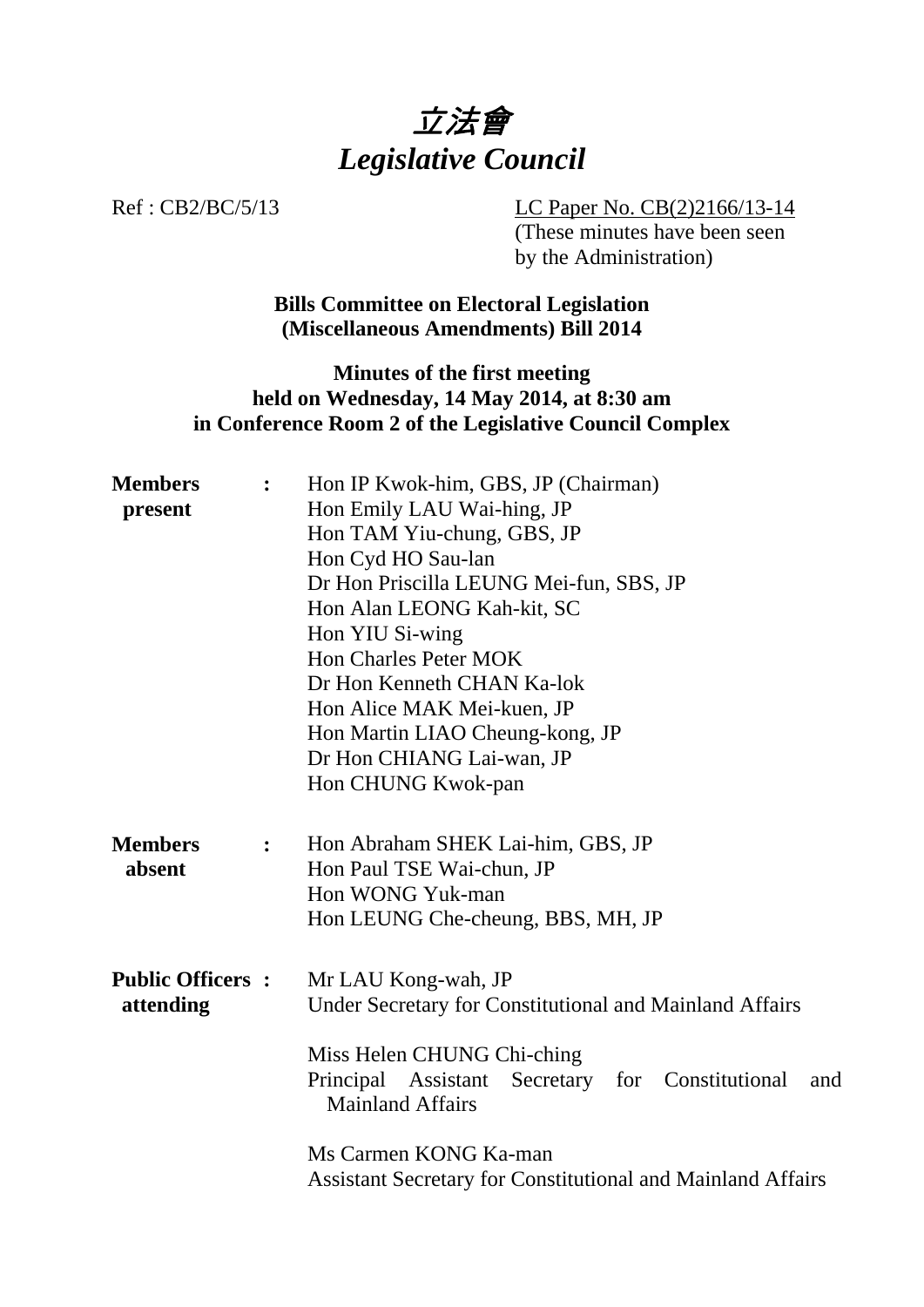# 立法會
# *Legislative Council*

Ref : CB2/BC/5/13

LC Paper No. CB(2)2166/13-14
(These minutes have been seen by the Administration)

**Bills Committee on Electoral Legislation (Miscellaneous Amendments) Bill 2014**

**Minutes of the first meeting held on Wednesday, 14 May 2014, at 8:30 am in Conference Room 2 of the Legislative Council Complex**

| | | |
|---|---|---|
| **Members present** | **:** | Hon IP Kwok-him, GBS, JP (Chairman)<br>Hon Emily LAU Wai-hing, JP<br>Hon TAM Yiu-chung, GBS, JP<br>Hon Cyd HO Sau-lan<br>Dr Hon Priscilla LEUNG Mei-fun, SBS, JP<br>Hon Alan LEONG Kah-kit, SC<br>Hon YIU Si-wing<br>Hon Charles Peter MOK<br>Dr Hon Kenneth CHAN Ka-lok<br>Hon Alice MAK Mei-kuen, JP<br>Hon Martin LIAO Cheung-kong, JP<br>Dr Hon CHIANG Lai-wan, JP<br>Hon CHUNG Kwok-pan |
| **Members absent** | **:** | Hon Abraham SHEK Lai-him, GBS, JP<br>Hon Paul TSE Wai-chun, JP<br>Hon WONG Yuk-man<br>Hon LEUNG Che-cheung, BBS, MH, JP |
| **Public Officers attending** | **:** | Mr LAU Kong-wah, JP<br>Under Secretary for Constitutional and Mainland Affairs<br><br>Miss Helen CHUNG Chi-ching<br>Principal Assistant Secretary for Constitutional and Mainland Affairs<br><br>Ms Carmen KONG Ka-man<br>Assistant Secretary for Constitutional and Mainland Affairs |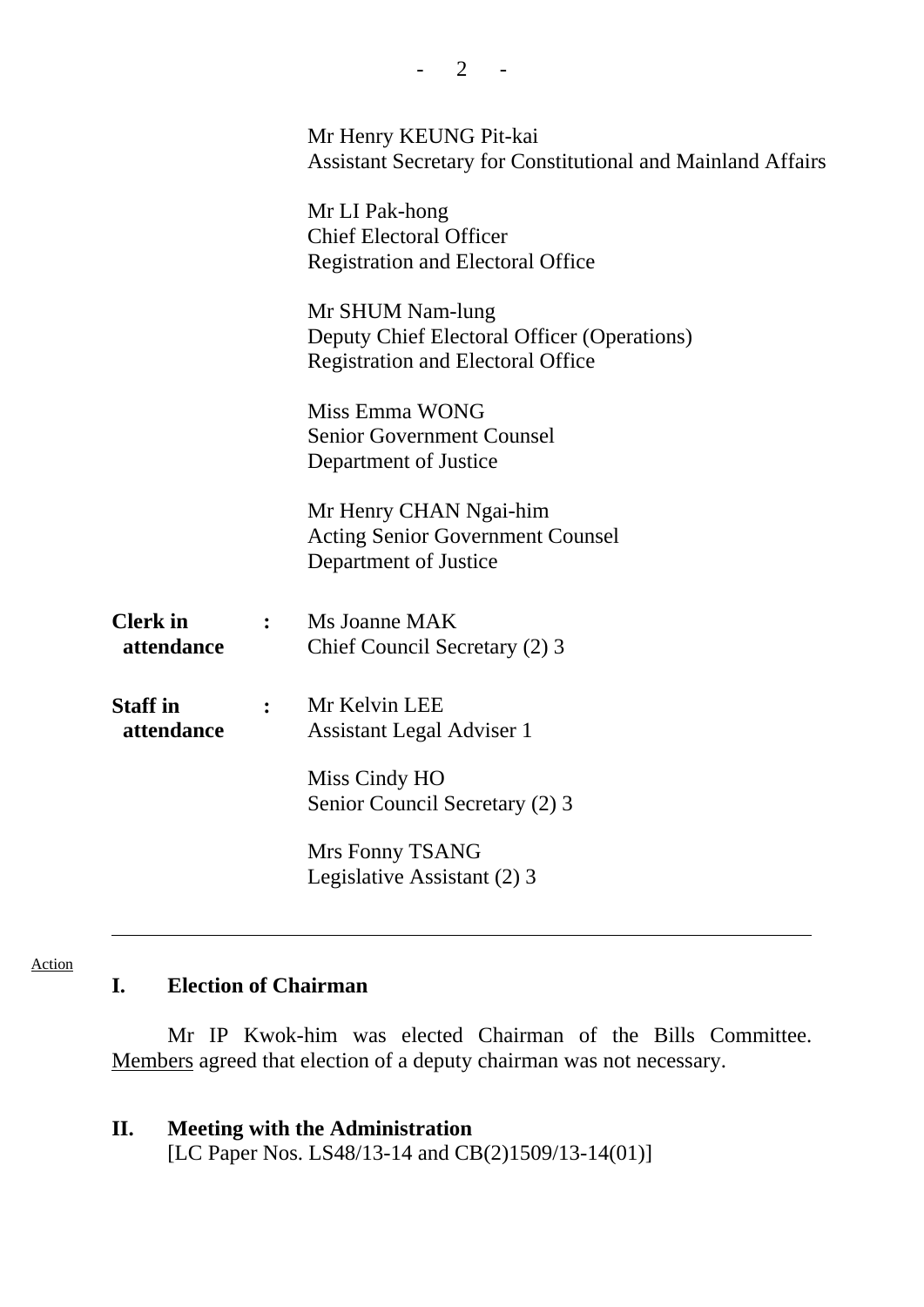Mr Henry KEUNG Pit-kai
Assistant Secretary for Constitutional and Mainland Affairs

Mr LI Pak-hong
Chief Electoral Officer
Registration and Electoral Office

Mr SHUM Nam-lung
Deputy Chief Electoral Officer (Operations)
Registration and Electoral Office

Miss Emma WONG
Senior Government Counsel
Department of Justice

Mr Henry CHAN Ngai-him
Acting Senior Government Counsel
Department of Justice

**Clerk in attendance** : Ms Joanne MAK
Chief Council Secretary (2) 3

**Staff in attendance** : Mr Kelvin LEE
Assistant Legal Adviser 1

Miss Cindy HO
Senior Council Secretary (2) 3

Mrs Fonny TSANG
Legislative Assistant (2) 3

---

Action

## I. Election of Chairman

Mr IP Kwok-him was elected Chairman of the Bills Committee. Members agreed that election of a deputy chairman was not necessary.

## II. Meeting with the Administration

[LC Paper Nos. LS48/13-14 and CB(2)1509/13-14(01)]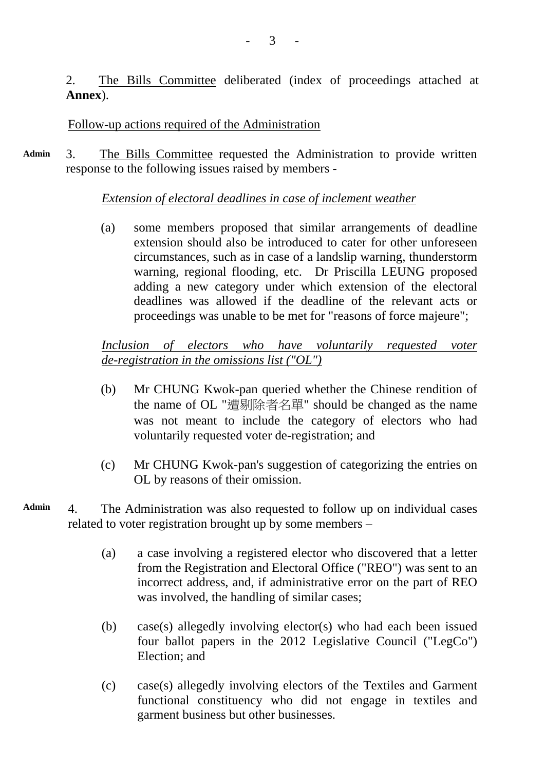2. The Bills Committee deliberated (index of proceedings attached at **Annex**).

Follow-up actions required of the Administration

Admin 3. The Bills Committee requested the Administration to provide written response to the following issues raised by members -

*Extension of electoral deadlines in case of inclement weather*

(a) some members proposed that similar arrangements of deadline extension should also be introduced to cater for other unforeseen circumstances, such as in case of a landslip warning, thunderstorm warning, regional flooding, etc. Dr Priscilla LEUNG proposed adding a new category under which extension of the electoral deadlines was allowed if the deadline of the relevant acts or proceedings was unable to be met for "reasons of force majeure";

*Inclusion of electors who have voluntarily requested voter de-registration in the omissions list ("OL")*

(b) Mr CHUNG Kwok-pan queried whether the Chinese rendition of the name of OL "遭剔除者名單" should be changed as the name was not meant to include the category of electors who had voluntarily requested voter de-registration; and

(c) Mr CHUNG Kwok-pan's suggestion of categorizing the entries on OL by reasons of their omission.

Admin 4. The Administration was also requested to follow up on individual cases related to voter registration brought up by some members –

(a) a case involving a registered elector who discovered that a letter from the Registration and Electoral Office ("REO") was sent to an incorrect address, and, if administrative error on the part of REO was involved, the handling of similar cases;

(b) case(s) allegedly involving elector(s) who had each been issued four ballot papers in the 2012 Legislative Council ("LegCo") Election; and

(c) case(s) allegedly involving electors of the Textiles and Garment functional constituency who did not engage in textiles and garment business but other businesses.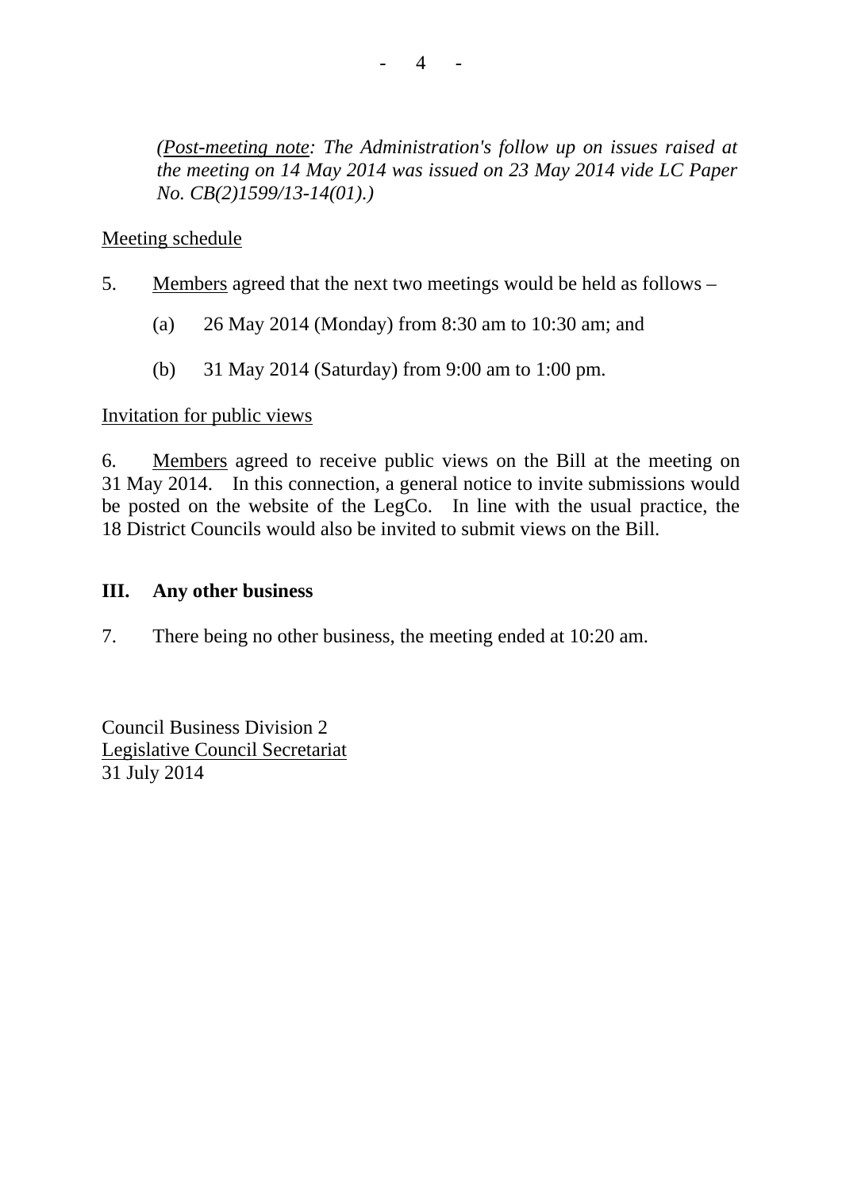*(Post-meeting note: The Administration's follow up on issues raised at the meeting on 14 May 2014 was issued on 23 May 2014 vide LC Paper No. CB(2)1599/13-14(01).)*

Meeting schedule

5. Members agreed that the next two meetings would be held as follows –

   (a) 26 May 2014 (Monday) from 8:30 am to 10:30 am; and

   (b) 31 May 2014 (Saturday) from 9:00 am to 1:00 pm.

Invitation for public views

6. Members agreed to receive public views on the Bill at the meeting on 31 May 2014. In this connection, a general notice to invite submissions would be posted on the website of the LegCo. In line with the usual practice, the 18 District Councils would also be invited to submit views on the Bill.

## III. Any other business

7. There being no other business, the meeting ended at 10:20 am.

Council Business Division 2
Legislative Council Secretariat
31 July 2014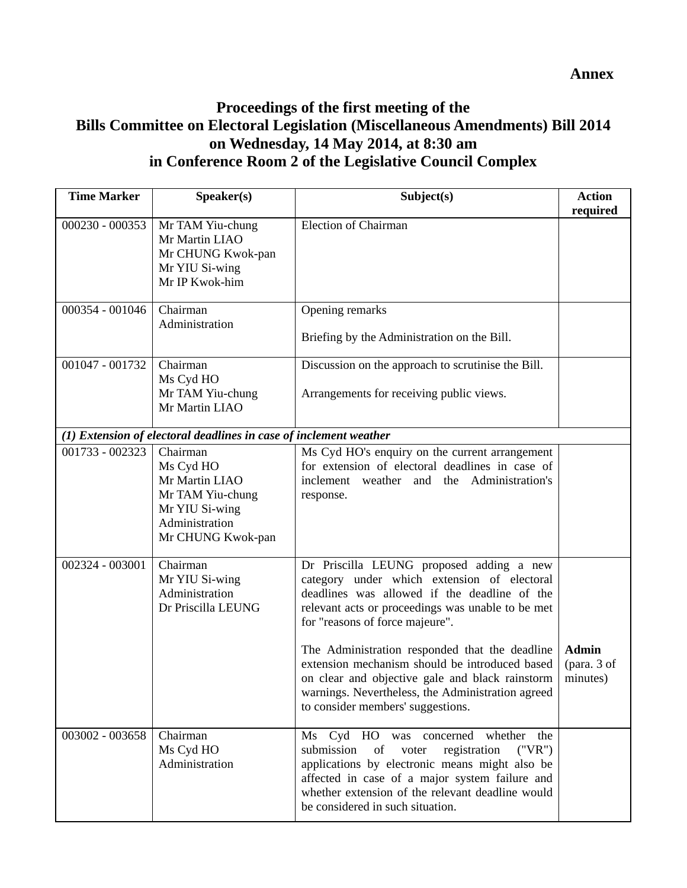**Annex**

**Proceedings of the first meeting of the**
**Bills Committee on Electoral Legislation (Miscellaneous Amendments) Bill 2014**
**on Wednesday, 14 May 2014, at 8:30 am**
**in Conference Room 2 of the Legislative Council Complex**

| Time Marker | Speaker(s) | Subject(s) | Action required |
|---|---|---|---|
| 000230 - 000353 | Mr TAM Yiu-chung<br>Mr Martin LIAO<br>Mr CHUNG Kwok-pan<br>Mr YIU Si-wing<br>Mr IP Kwok-him | Election of Chairman | |
| 000354 - 001046 | Chairman<br>Administration | Opening remarks<br><br>Briefing by the Administration on the Bill. | |
| 001047 - 001732 | Chairman<br>Ms Cyd HO<br>Mr TAM Yiu-chung<br>Mr Martin LIAO | Discussion on the approach to scrutinise the Bill.<br><br>Arrangements for receiving public views. | |
| ***(1) Extension of electoral deadlines in case of inclement weather*** | | | |
| 001733 - 002323 | Chairman<br>Ms Cyd HO<br>Mr Martin LIAO<br>Mr TAM Yiu-chung<br>Mr YIU Si-wing<br>Administration<br>Mr CHUNG Kwok-pan | Ms Cyd HO's enquiry on the current arrangement for extension of electoral deadlines in case of inclement weather and the Administration's response. | |
| 002324 - 003001 | Chairman<br>Mr YIU Si-wing<br>Administration<br>Dr Priscilla LEUNG | Dr Priscilla LEUNG proposed adding a new category under which extension of electoral deadlines was allowed if the deadline of the relevant acts or proceedings was unable to be met for "reasons of force majeure".<br><br>The Administration responded that the deadline extension mechanism should be introduced based on clear and objective gale and black rainstorm warnings. Nevertheless, the Administration agreed to consider members' suggestions. | **Admin** (para. 3 of minutes) |
| 003002 - 003658 | Chairman<br>Ms Cyd HO<br>Administration | Ms Cyd HO was concerned whether the submission of voter registration ("VR") applications by electronic means might also be affected in case of a major system failure and whether extension of the relevant deadline would be considered in such situation. | |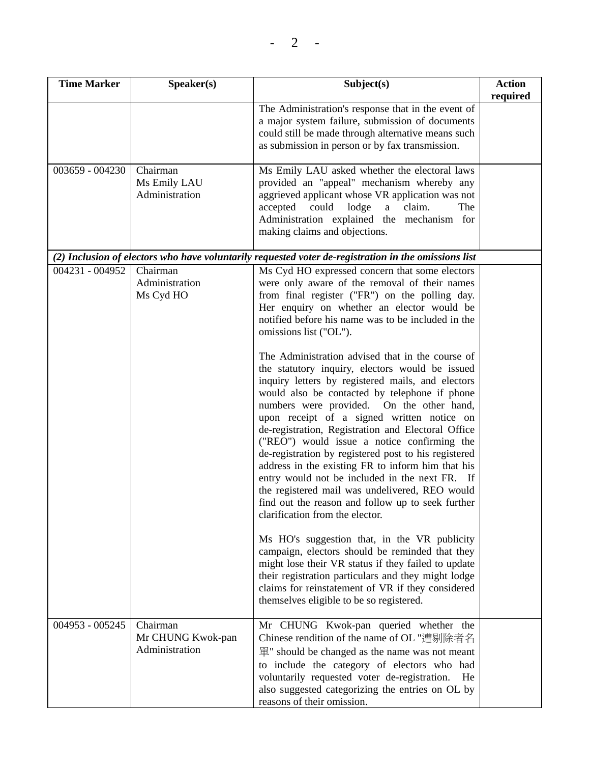| Time Marker | Speaker(s) | Subject(s) | Action required |
|---|---|---|---|
| | | The Administration's response that in the event of a major system failure, submission of documents could still be made through alternative means such as submission in person or by fax transmission. | |
| 003659 - 004230 | Chairman<br>Ms Emily LAU<br>Administration | Ms Emily LAU asked whether the electoral laws provided an "appeal" mechanism whereby any aggrieved applicant whose VR application was not accepted could lodge a claim. The Administration explained the mechanism for making claims and objections. | |
| ***(2) Inclusion of electors who have voluntarily requested voter de-registration in the omissions list*** | | | |
| 004231 - 004952 | Chairman<br>Administration<br>Ms Cyd HO | Ms Cyd HO expressed concern that some electors were only aware of the removal of their names from final register ("FR") on the polling day. Her enquiry on whether an elector would be notified before his name was to be included in the omissions list ("OL").<br><br>The Administration advised that in the course of the statutory inquiry, electors would be issued inquiry letters by registered mails, and electors would also be contacted by telephone if phone numbers were provided. On the other hand, upon receipt of a signed written notice on de-registration, Registration and Electoral Office ("REO") would issue a notice confirming the de-registration by registered post to his registered address in the existing FR to inform him that his entry would not be included in the next FR. If the registered mail was undelivered, REO would find out the reason and follow up to seek further clarification from the elector.<br><br>Ms HO's suggestion that, in the VR publicity campaign, electors should be reminded that they might lose their VR status if they failed to update their registration particulars and they might lodge claims for reinstatement of VR if they considered themselves eligible to be so registered. | |
| 004953 - 005245 | Chairman<br>Mr CHUNG Kwok-pan<br>Administration | Mr CHUNG Kwok-pan queried whether the Chinese rendition of the name of OL "遭剔除者名單" should be changed as the name was not meant to include the category of electors who had voluntarily requested voter de-registration. He also suggested categorizing the entries on OL by reasons of their omission. | |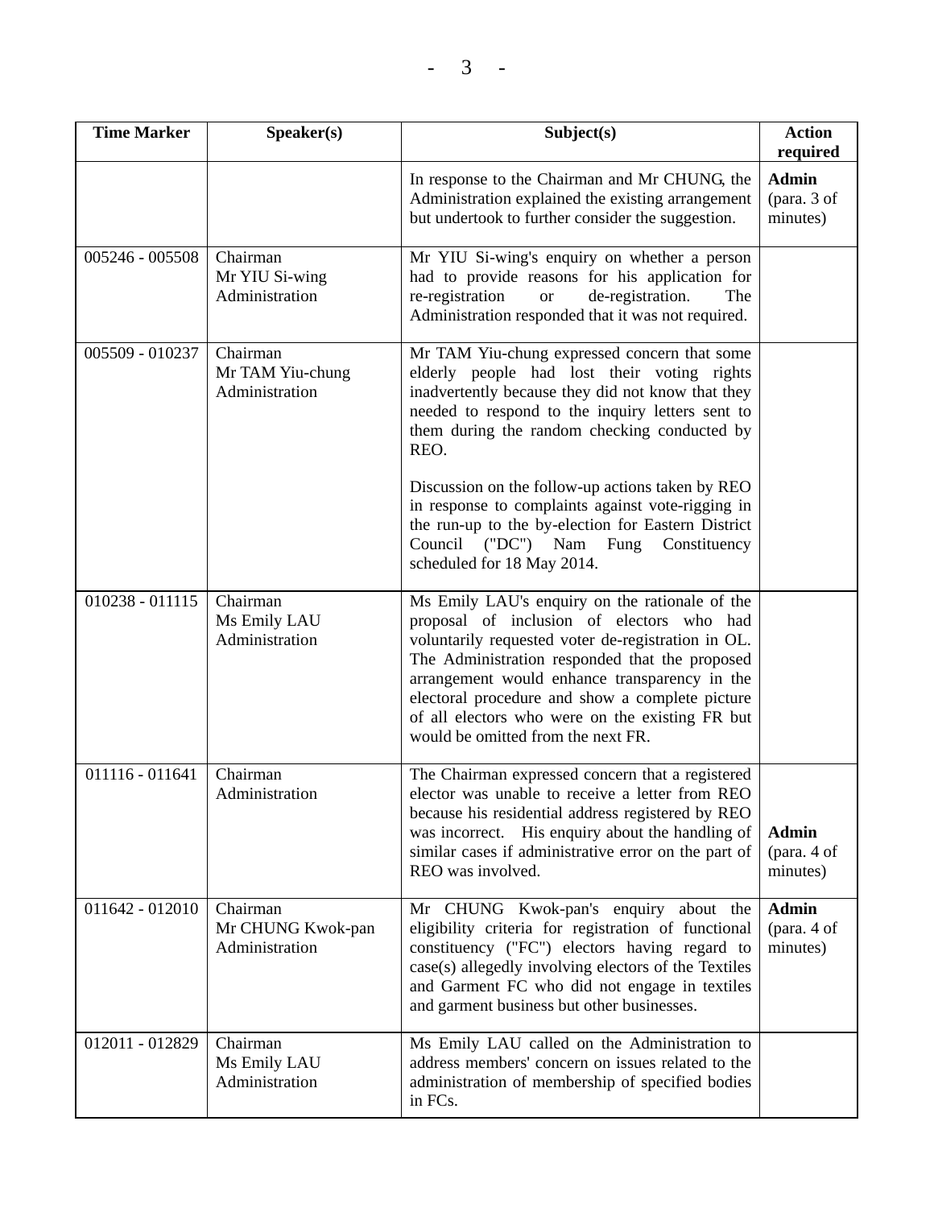| Time Marker | Speaker(s) | Subject(s) | Action required |
|---|---|---|---|
| | | In response to the Chairman and Mr CHUNG, the Administration explained the existing arrangement but undertook to further consider the suggestion. | **Admin** (para. 3 of minutes) |
| 005246 - 005508 | Chairman<br>Mr YIU Si-wing<br>Administration | Mr YIU Si-wing's enquiry on whether a person had to provide reasons for his application for re-registration or de-registration. The Administration responded that it was not required. | |
| 005509 - 010237 | Chairman<br>Mr TAM Yiu-chung<br>Administration | Mr TAM Yiu-chung expressed concern that some elderly people had lost their voting rights inadvertently because they did not know that they needed to respond to the inquiry letters sent to them during the random checking conducted by REO.<br><br>Discussion on the follow-up actions taken by REO in response to complaints against vote-rigging in the run-up to the by-election for Eastern District Council ("DC") Nam Fung Constituency scheduled for 18 May 2014. | |
| 010238 - 011115 | Chairman<br>Ms Emily LAU<br>Administration | Ms Emily LAU's enquiry on the rationale of the proposal of inclusion of electors who had voluntarily requested voter de-registration in OL. The Administration responded that the proposed arrangement would enhance transparency in the electoral procedure and show a complete picture of all electors who were on the existing FR but would be omitted from the next FR. | |
| 011116 - 011641 | Chairman<br>Administration | The Chairman expressed concern that a registered elector was unable to receive a letter from REO because his residential address registered by REO was incorrect. His enquiry about the handling of similar cases if administrative error on the part of REO was involved. | **Admin** (para. 4 of minutes) |
| 011642 - 012010 | Chairman<br>Mr CHUNG Kwok-pan<br>Administration | Mr CHUNG Kwok-pan's enquiry about the eligibility criteria for registration of functional constituency ("FC") electors having regard to case(s) allegedly involving electors of the Textiles and Garment FC who did not engage in textiles and garment business but other businesses. | **Admin** (para. 4 of minutes) |
| 012011 - 012829 | Chairman<br>Ms Emily LAU<br>Administration | Ms Emily LAU called on the Administration to address members' concern on issues related to the administration of membership of specified bodies in FCs. | |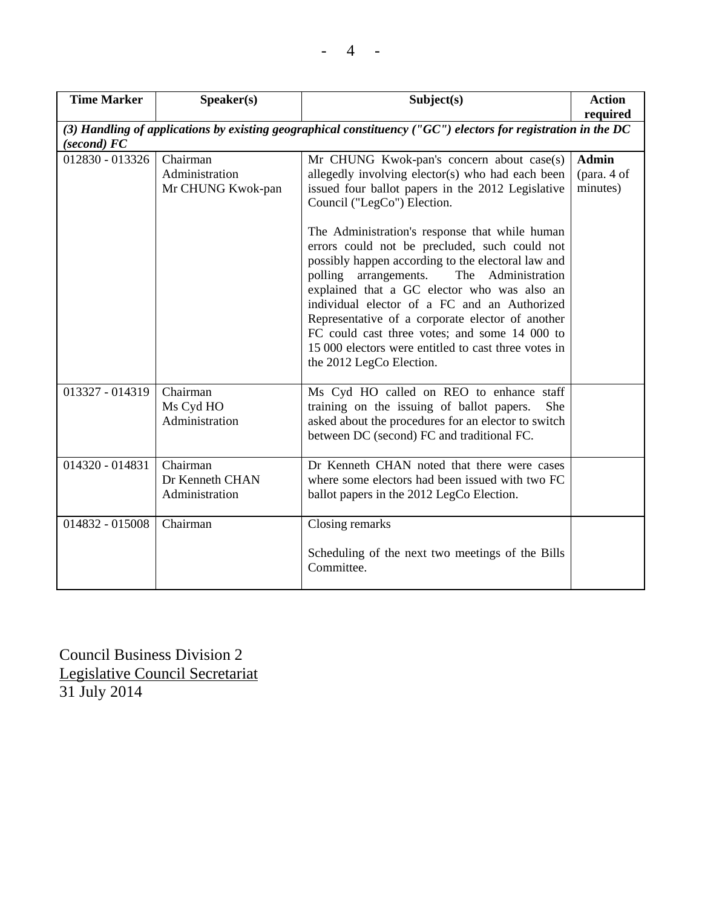| Time Marker | Speaker(s) | Subject(s) | Action required |
|---|---|---|---|
| *(3) Handling of applications by existing geographical constituency ("GC") electors for registration in the DC (second) FC* | | | |
| 012830 - 013326 | Chairman<br>Administration<br>Mr CHUNG Kwok-pan | Mr CHUNG Kwok-pan's concern about case(s) allegedly involving elector(s) who had each been issued four ballot papers in the 2012 Legislative Council ("LegCo") Election.<br><br>The Administration's response that while human errors could not be precluded, such could not possibly happen according to the electoral law and polling arrangements. The Administration explained that a GC elector who was also an individual elector of a FC and an Authorized Representative of a corporate elector of another FC could cast three votes; and some 14 000 to 15 000 electors were entitled to cast three votes in the 2012 LegCo Election. | **Admin** (para. 4 of minutes) |
| 013327 - 014319 | Chairman<br>Ms Cyd HO<br>Administration | Ms Cyd HO called on REO to enhance staff training on the issuing of ballot papers. She asked about the procedures for an elector to switch between DC (second) FC and traditional FC. | |
| 014320 - 014831 | Chairman<br>Dr Kenneth CHAN<br>Administration | Dr Kenneth CHAN noted that there were cases where some electors had been issued with two FC ballot papers in the 2012 LegCo Election. | |
| 014832 - 015008 | Chairman | Closing remarks<br><br>Scheduling of the next two meetings of the Bills Committee. | |

Council Business Division 2
Legislative Council Secretariat
31 July 2014